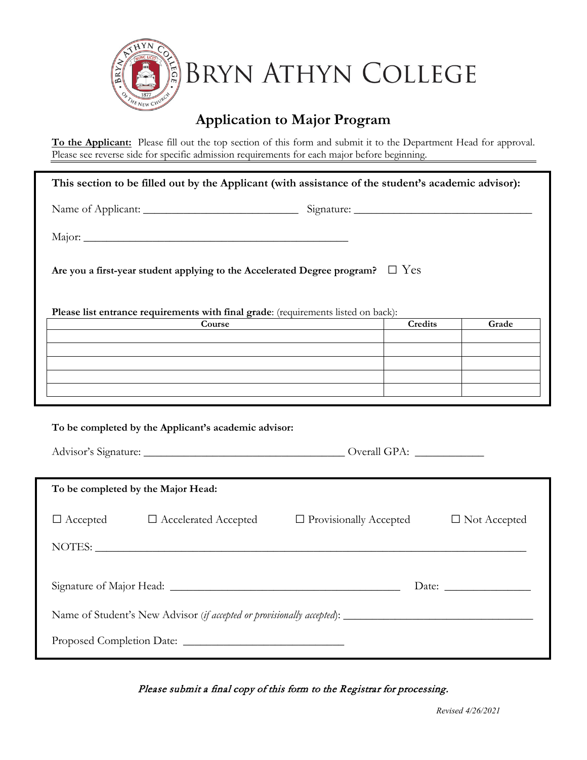# Bryn Athyn College

## Application to Major Program

**To the Applicant:** Please fill out the top section of this form and submit it to the Department Head for approval. Please see reverse side for specific admission requirements for each major before beginning.

---

**This section to be filled out by the Applicant (with assistance of the student's academic advisor):**

Name of Applicant: ___________________________ Signature: ________________________________

Major: ______________________________________________

**Are you a first-year student applying to the Accelerated Degree program?** ☐ Yes

**Please list entrance requirements with final grade**: (requirements listed on back):

| Course | Credits | Grade |
|---|---|---|
| | | |
| | | |
| | | |
| | | |
| | | |

**To be completed by the Applicant's academic advisor:**

Advisor's Signature: ___________________________________ Overall GPA: ____________

**To be completed by the Major Head:**

☐ Accepted ☐ Accelerated Accepted ☐ Provisionally Accepted ☐ Not Accepted

NOTES: ____________________________________________________________________________

Signature of Major Head: _________________________________________ Date: _______________

Name of Student's New Advisor (*if accepted or provisionally accepted*): _________________________________

Proposed Completion Date: ___________________________

*Please submit a final copy of this form to the Registrar for processing.*

*Revised 4/26/2021*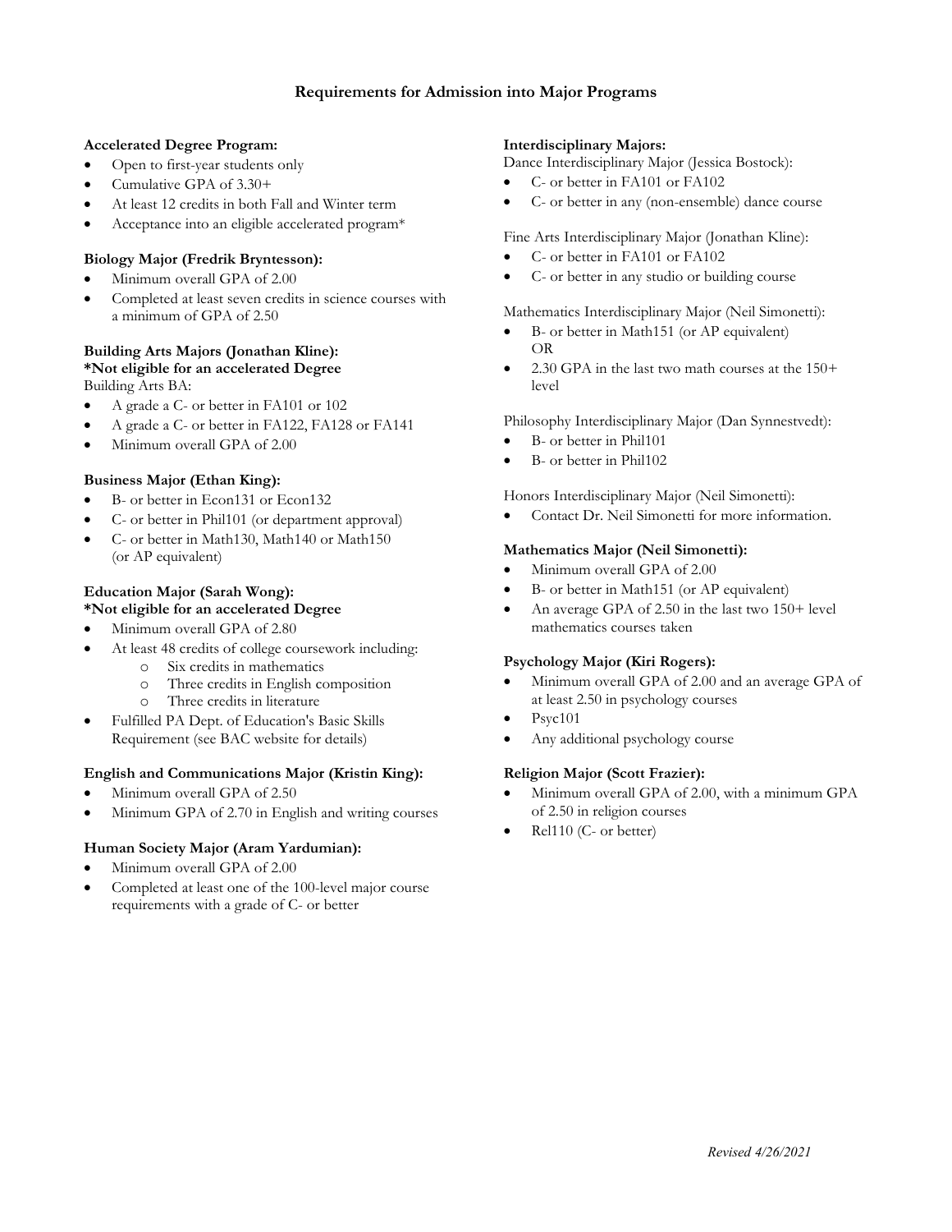# Requirements for Admission into Major Programs

### Accelerated Degree Program:

- Open to first-year students only
- Cumulative GPA of 3.30+
- At least 12 credits in both Fall and Winter term
- Acceptance into an eligible accelerated program*

### Biology Major (Fredrik Bryntesson):

- Minimum overall GPA of 2.00
- Completed at least seven credits in science courses with a minimum of GPA of 2.50

### Building Arts Majors (Jonathan Kline):
**\*Not eligible for an accelerated Degree**

Building Arts BA:

- A grade a C- or better in FA101 or 102
- A grade a C- or better in FA122, FA128 or FA141
- Minimum overall GPA of 2.00

### Business Major (Ethan King):

- B- or better in Econ131 or Econ132
- C- or better in Phil101 (or department approval)
- C- or better in Math130, Math140 or Math150 (or AP equivalent)

### Education Major (Sarah Wong):
**\*Not eligible for an accelerated Degree**

- Minimum overall GPA of 2.80
- At least 48 credits of college coursework including:
    - Six credits in mathematics
    - Three credits in English composition
    - Three credits in literature
- Fulfilled PA Dept. of Education's Basic Skills Requirement (see BAC website for details)

### English and Communications Major (Kristin King):

- Minimum overall GPA of 2.50
- Minimum GPA of 2.70 in English and writing courses

### Human Society Major (Aram Yardumian):

- Minimum overall GPA of 2.00
- Completed at least one of the 100-level major course requirements with a grade of C- or better

### Interdisciplinary Majors:

Dance Interdisciplinary Major (Jessica Bostock):

- C- or better in FA101 or FA102
- C- or better in any (non-ensemble) dance course

Fine Arts Interdisciplinary Major (Jonathan Kline):

- C- or better in FA101 or FA102
- C- or better in any studio or building course

Mathematics Interdisciplinary Major (Neil Simonetti):

- B- or better in Math151 (or AP equivalent) OR
- 2.30 GPA in the last two math courses at the 150+ level

Philosophy Interdisciplinary Major (Dan Synnestvedt):

- B- or better in Phil101
- B- or better in Phil102

Honors Interdisciplinary Major (Neil Simonetti):

- Contact Dr. Neil Simonetti for more information.

### Mathematics Major (Neil Simonetti):

- Minimum overall GPA of 2.00
- B- or better in Math151 (or AP equivalent)
- An average GPA of 2.50 in the last two 150+ level mathematics courses taken

### Psychology Major (Kiri Rogers):

- Minimum overall GPA of 2.00 and an average GPA of at least 2.50 in psychology courses
- Psyc101
- Any additional psychology course

### Religion Major (Scott Frazier):

- Minimum overall GPA of 2.00, with a minimum GPA of 2.50 in religion courses
- Rel110 (C- or better)

*Revised 4/26/2021*